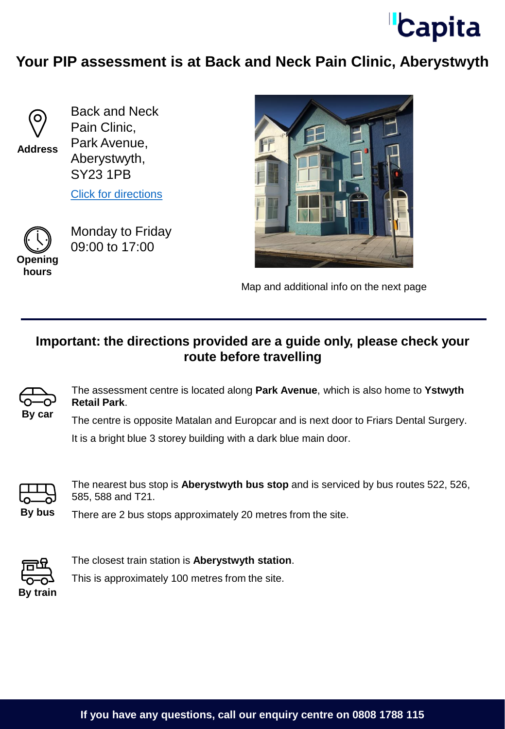# Your PIP assessment is at Back and Neck Pain Clinic, Aberystwyth

**Address**

Back and Neck Pain Clinic,
Park Avenue,
Aberystwyth,
SY23 1PB

[Click for directions]

**Opening hours**

Monday to Friday
09:00 to 17:00

Map and additional info on the next page

## Important: the directions provided are a guide only, please check your route before travelling

**By car**

The assessment centre is located along **Park Avenue**, which is also home to **Ystwyth Retail Park**.

The centre is opposite Matalan and Europcar and is next door to Friars Dental Surgery.

It is a bright blue 3 storey building with a dark blue main door.

**By bus**

The nearest bus stop is **Aberystwyth bus stop** and is serviced by bus routes 522, 526, 585, 588 and T21.

There are 2 bus stops approximately 20 metres from the site.

**By train**

The closest train station is **Aberystwyth station**.

This is approximately 100 metres from the site.

**If you have any questions, call our enquiry centre on 0808 1788 115**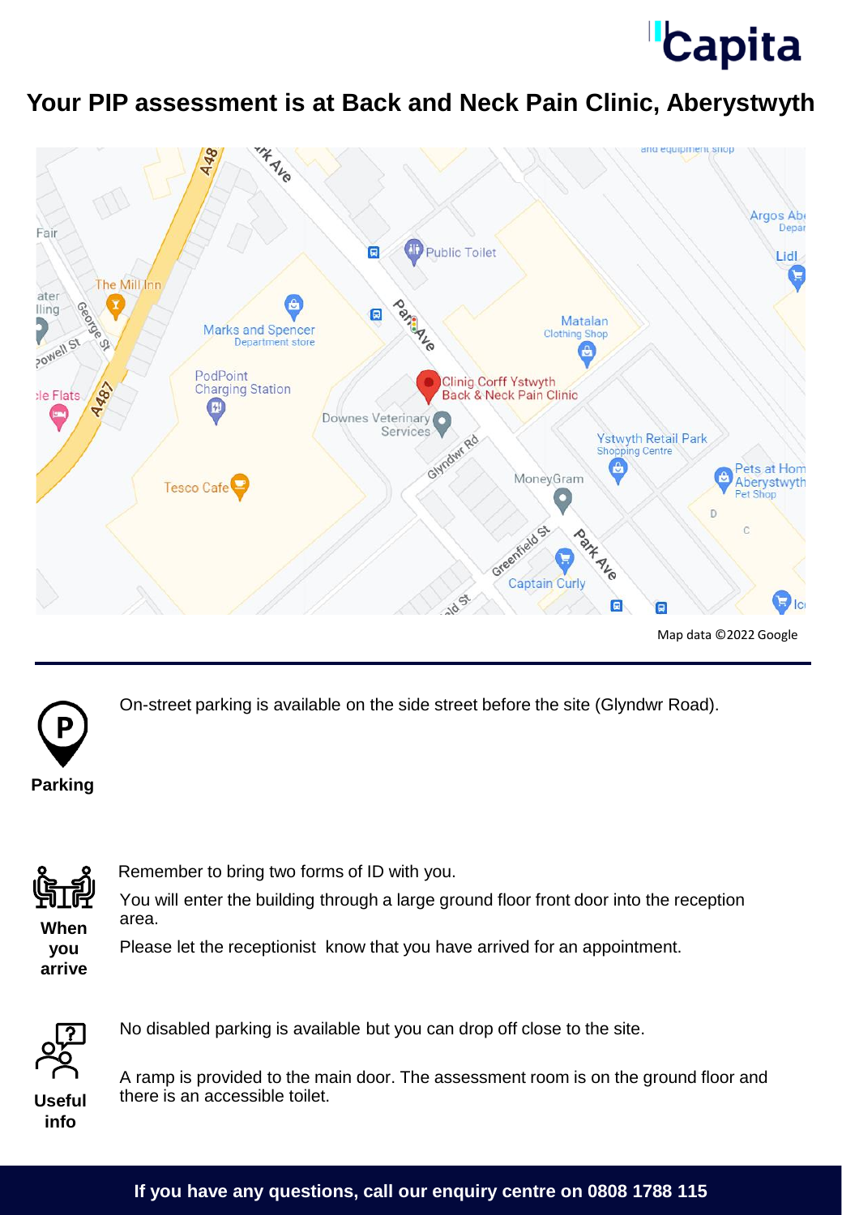Capita

# Your PIP assessment is at Back and Neck Pain Clinic, Aberystwyth

Map data ©2022 Google

**Parking**

On-street parking is available on the side street before the site (Glyndwr Road).

**When you arrive**

Remember to bring two forms of ID with you.

You will enter the building through a large ground floor front door into the reception area.

Please let the receptionist know that you have arrived for an appointment.

**Useful info**

No disabled parking is available but you can drop off close to the site.

A ramp is provided to the main door. The assessment room is on the ground floor and there is an accessible toilet.

**If you have any questions, call our enquiry centre on 0808 1788 115**